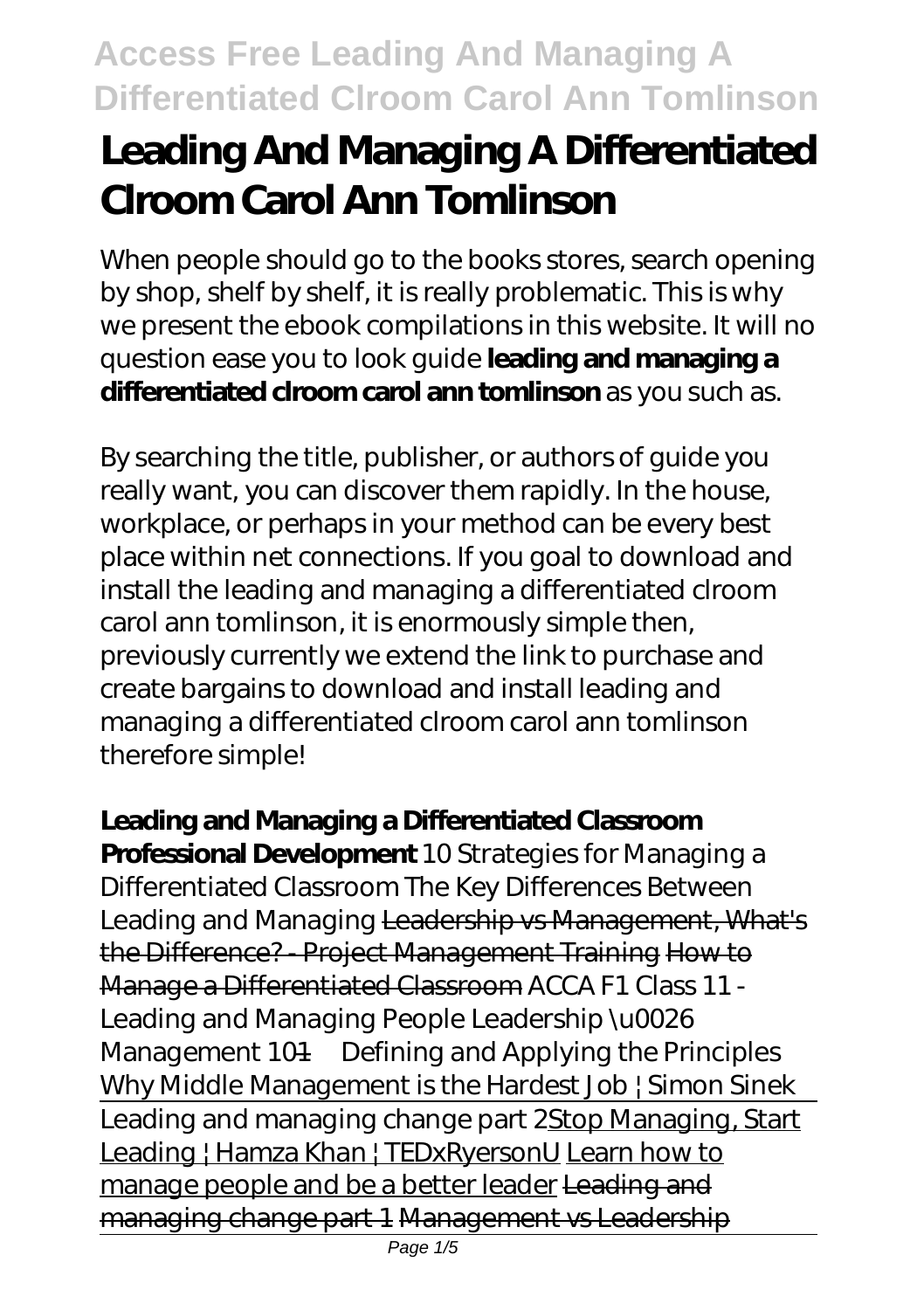# Leading And Managing A Differentiated Clroom Carol Ann Tomlinson

When people should go to the books stores, search opening by shop, shelf by shelf, it is really problematic. This is why we present the ebook compilations in this website. It will no question ease you to look guide **leading and managing a differentiated clroom carol ann tomlinson** as you such as.

By searching the title, publisher, or authors of guide you really want, you can discover them rapidly. In the house, workplace, or perhaps in your method can be every best place within net connections. If you goal to download and install the leading and managing a differentiated clroom carol ann tomlinson, it is enormously simple then, previously currently we extend the link to purchase and create bargains to download and install leading and managing a differentiated clroom carol ann tomlinson therefore simple!

**Leading and Managing a Differentiated Classroom Professional Development** *10 Strategies for Managing a Differentiated Classroom The Key Differences Between Leading and Managing* Leadership vs Management, What's the Difference? - Project Management Training How to Manage a Differentiated Classroom *ACCA F1 Class 11 - Leading and Managing People Leadership \u0026 Management 101— Defining and Applying the Principles Why Middle Management is the Hardest Job | Simon Sinek* Leading and managing change part 2Stop Managing, Start Leading | Hamza Khan | TEDxRyersonU Learn how to manage people and be a better leader Leading and managing change part 1 Management vs Leadership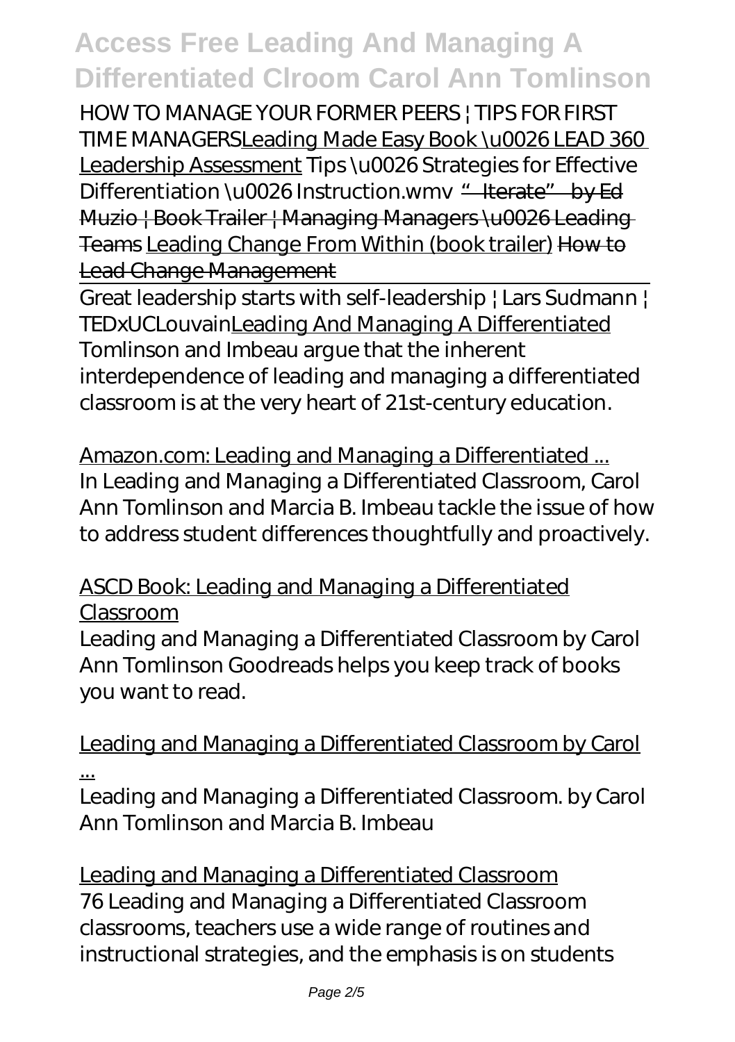*HOW TO MANAGE YOUR FORMER PEERS | TIPS FOR FIRST TIME MANAGERS*Leading Made Easy Book \u0026 LEAD 360 Leadership Assessment *Tips \u0026 Strategies for Effective Differentiation \u0026 Instruction.wmv* ~~"Iterate" by Ed Muzio | Book Trailer | Managing Managers \u0026 Leading Teams~~ Leading Change From Within (book trailer) ~~How to Lead Change Management~~

Great leadership starts with self-leadership | Lars Sudmann | TEDxUCLouvainLeading And Managing A Differentiated
Tomlinson and Imbeau argue that the inherent interdependence of leading and managing a differentiated classroom is at the very heart of 21st-century education.

Amazon.com: Leading and Managing a Differentiated ...
In Leading and Managing a Differentiated Classroom, Carol Ann Tomlinson and Marcia B. Imbeau tackle the issue of how to address student differences thoughtfully and proactively.

ASCD Book: Leading and Managing a Differentiated Classroom
Leading and Managing a Differentiated Classroom by Carol Ann Tomlinson Goodreads helps you keep track of books you want to read.

Leading and Managing a Differentiated Classroom by Carol ...
Leading and Managing a Differentiated Classroom. by Carol Ann Tomlinson and Marcia B. Imbeau

Leading and Managing a Differentiated Classroom
76 Leading and Managing a Differentiated Classroom classrooms, teachers use a wide range of routines and instructional strategies, and the emphasis is on students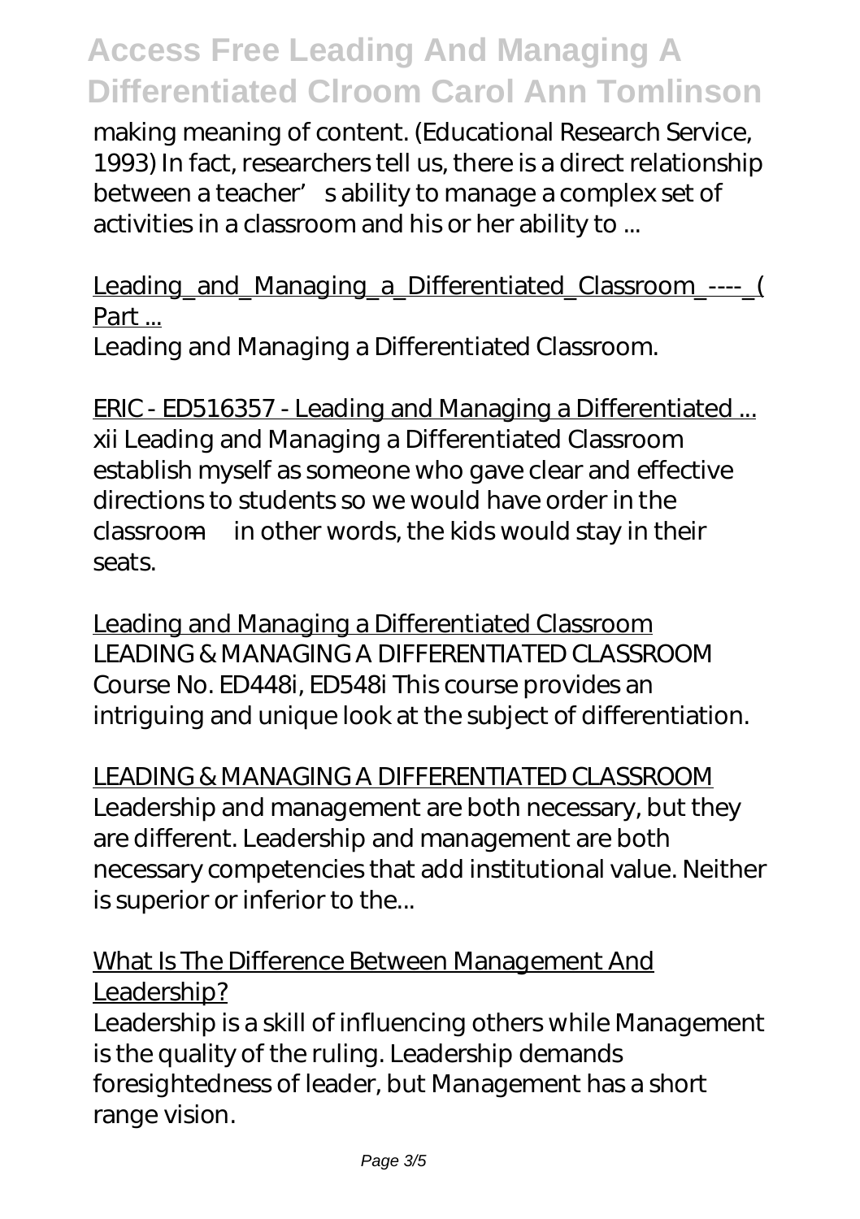making meaning of content. (Educational Research Service, 1993) In fact, researchers tell us, there is a direct relationship between a teacher's ability to manage a complex set of activities in a classroom and his or her ability to ...

Leading_and_Managing_a_Differentiated_Classroom_----_( Part ...

Leading and Managing a Differentiated Classroom.

ERIC - ED516357 - Leading and Managing a Differentiated ...

xii Leading and Managing a Differentiated Classroom establish myself as someone who gave clear and effective directions to students so we would have order in the classroom—in other words, the kids would stay in their seats.

Leading and Managing a Differentiated Classroom

LEADING & MANAGING A DIFFERENTIATED CLASSROOM Course No. ED448i, ED548i This course provides an intriguing and unique look at the subject of differentiation.

LEADING & MANAGING A DIFFERENTIATED CLASSROOM

Leadership and management are both necessary, but they are different. Leadership and management are both necessary competencies that add institutional value. Neither is superior or inferior to the...

What Is The Difference Between Management And Leadership?

Leadership is a skill of influencing others while Management is the quality of the ruling. Leadership demands foresightedness of leader, but Management has a short range vision.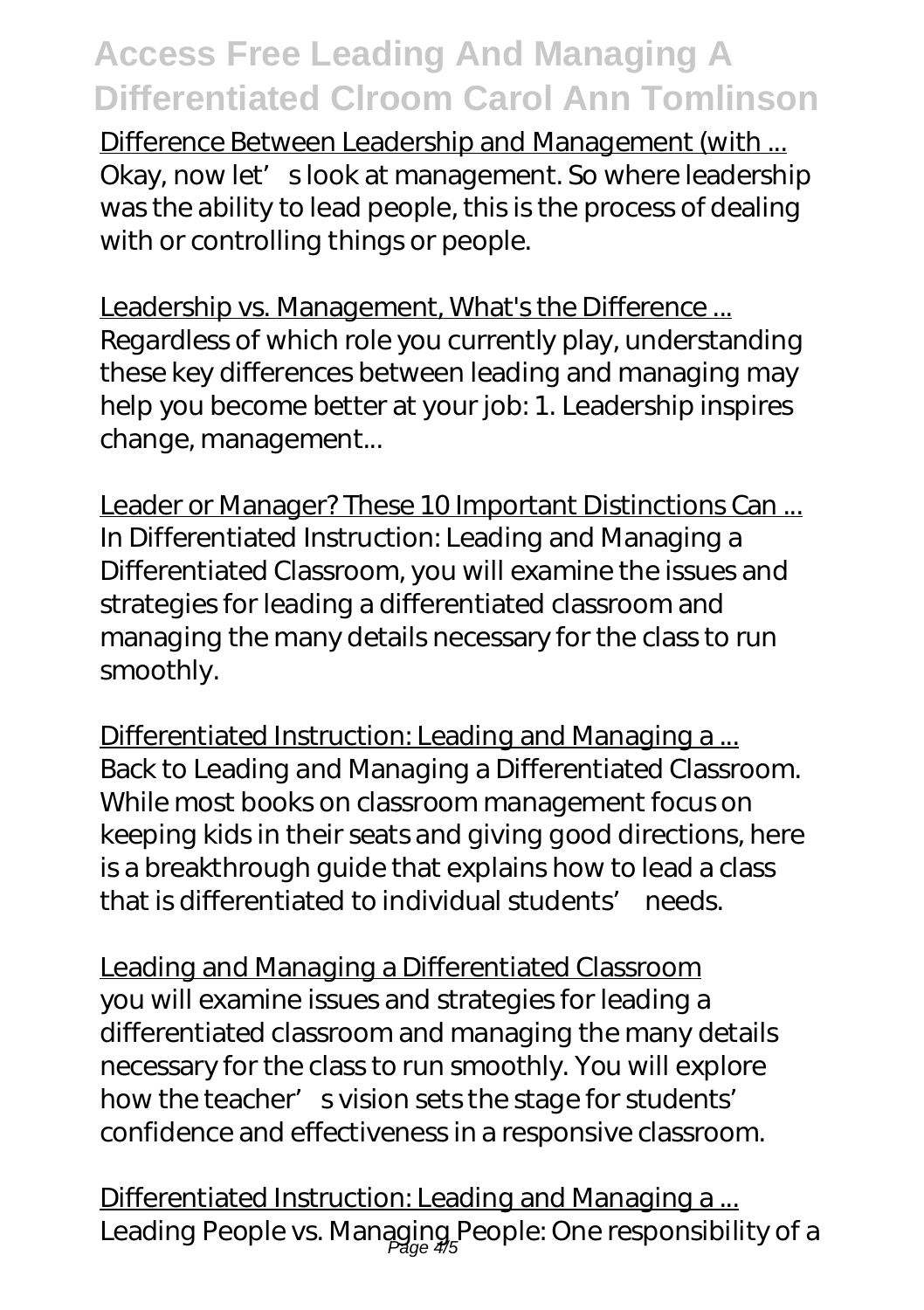Difference Between Leadership and Management (with ...
Okay, now let's look at management. So where leadership was the ability to lead people, this is the process of dealing with or controlling things or people.

Leadership vs. Management, What's the Difference ...
Regardless of which role you currently play, understanding these key differences between leading and managing may help you become better at your job: 1. Leadership inspires change, management...

Leader or Manager? These 10 Important Distinctions Can ...
In Differentiated Instruction: Leading and Managing a Differentiated Classroom, you will examine the issues and strategies for leading a differentiated classroom and managing the many details necessary for the class to run smoothly.

Differentiated Instruction: Leading and Managing a ...
Back to Leading and Managing a Differentiated Classroom. While most books on classroom management focus on keeping kids in their seats and giving good directions, here is a breakthrough guide that explains how to lead a class that is differentiated to individual students' needs.

Leading and Managing a Differentiated Classroom
you will examine issues and strategies for leading a differentiated classroom and managing the many details necessary for the class to run smoothly. You will explore how the teacher's vision sets the stage for students' confidence and effectiveness in a responsive classroom.

Differentiated Instruction: Leading and Managing a ...
Leading People vs. Managing People: One responsibility of a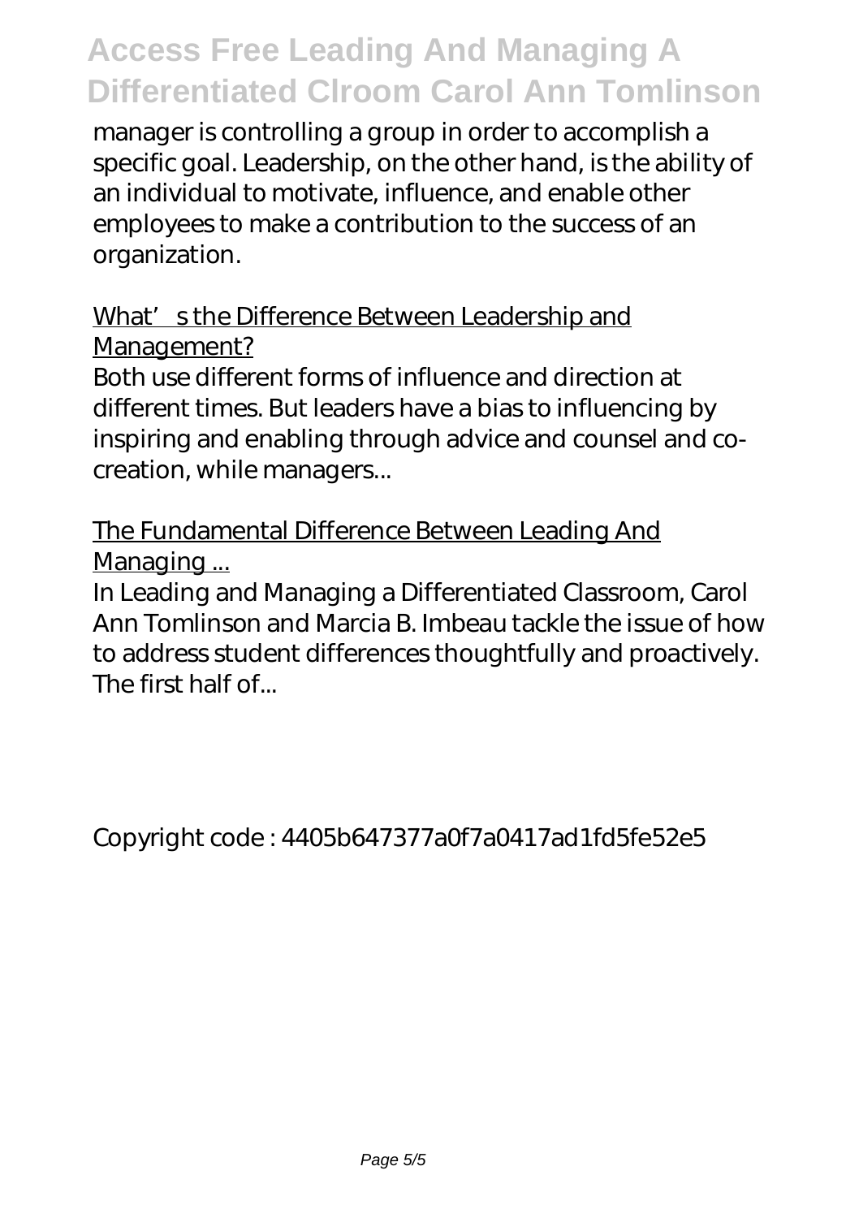manager is controlling a group in order to accomplish a specific goal. Leadership, on the other hand, is the ability of an individual to motivate, influence, and enable other employees to make a contribution to the success of an organization.

What's the Difference Between Leadership and Management?

Both use different forms of influence and direction at different times. But leaders have a bias to influencing by inspiring and enabling through advice and counsel and co-creation, while managers...

The Fundamental Difference Between Leading And Managing ...

In Leading and Managing a Differentiated Classroom, Carol Ann Tomlinson and Marcia B. Imbeau tackle the issue of how to address student differences thoughtfully and proactively. The first half of...

Copyright code : 4405b647377a0f7a0417ad1fd5fe52e5